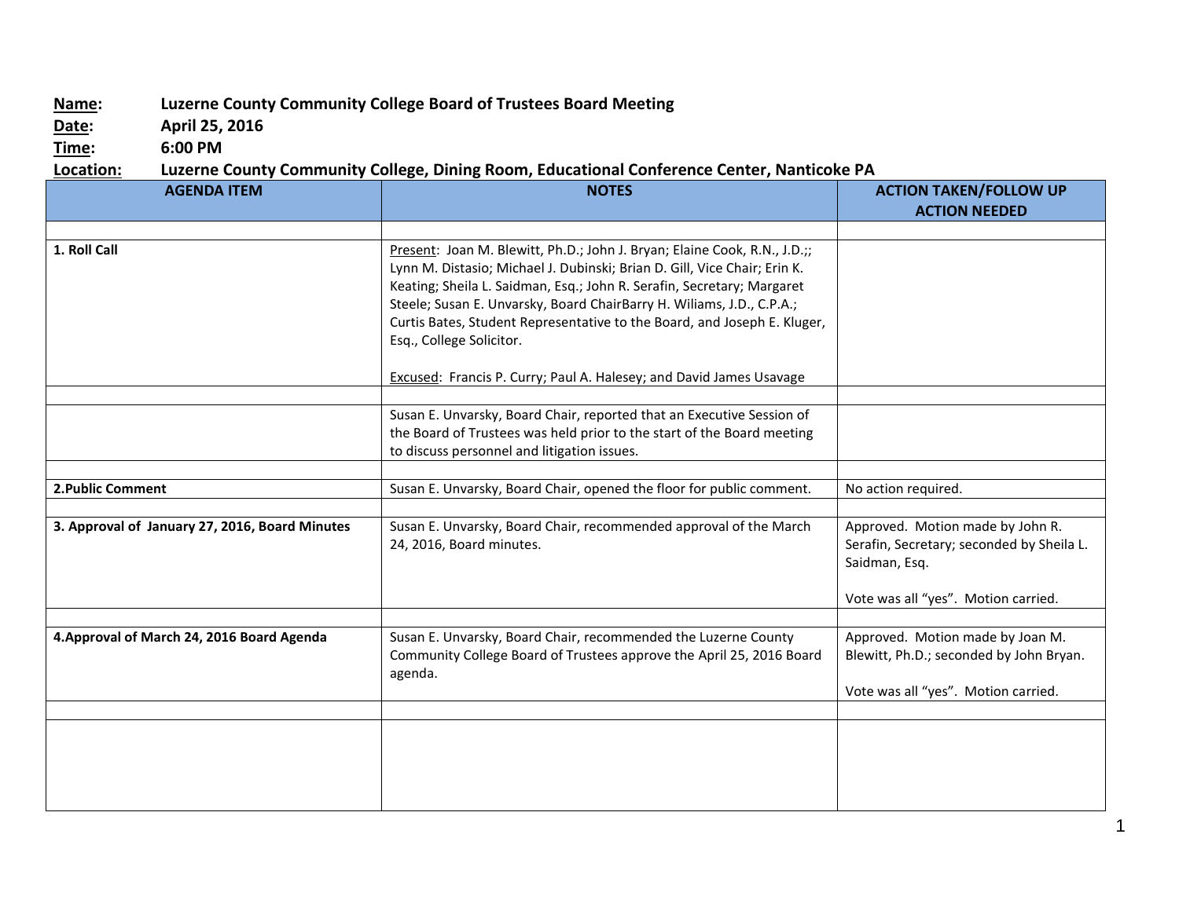**Name:** Luzerne County Community College Board of Trustees Board Meeting
**Date:** April 25, 2016
**Time:** 6:00 PM
**Location:** Luzerne County Community College, Dining Room, Educational Conference Center, Nanticoke PA

| AGENDA ITEM | NOTES | ACTION TAKEN/FOLLOW UP ACTION NEEDED |
|---|---|---|
| | | |
| **1. Roll Call** | Present: Joan M. Blewitt, Ph.D.; John J. Bryan; Elaine Cook, R.N., J.D.;; Lynn M. Distasio; Michael J. Dubinski; Brian D. Gill, Vice Chair; Erin K. Keating; Sheila L. Saidman, Esq.; John R. Serafin, Secretary; Margaret Steele; Susan E. Unvarsky, Board ChairBarry H. Wiliams, J.D., C.P.A.; Curtis Bates, Student Representative to the Board, and Joseph E. Kluger, Esq., College Solicitor.<br><br>Excused: Francis P. Curry; Paul A. Halesey; and David James Usavage | |
| | | |
| | Susan E. Unvarsky, Board Chair, reported that an Executive Session of the Board of Trustees was held prior to the start of the Board meeting to discuss personnel and litigation issues. | |
| | | |
| **2.Public Comment** | Susan E. Unvarsky, Board Chair, opened the floor for public comment. | No action required. |
| | | |
| **3. Approval of January 27, 2016, Board Minutes** | Susan E. Unvarsky, Board Chair, recommended approval of the March 24, 2016, Board minutes. | Approved. Motion made by John R. Serafin, Secretary; seconded by Sheila L. Saidman, Esq.<br><br>Vote was all "yes". Motion carried. |
| | | |
| **4.Approval of March 24, 2016 Board Agenda** | Susan E. Unvarsky, Board Chair, recommended the Luzerne County Community College Board of Trustees approve the April 25, 2016 Board agenda. | Approved. Motion made by Joan M. Blewitt, Ph.D.; seconded by John Bryan.<br><br>Vote was all "yes". Motion carried. |
| | | |
| | | |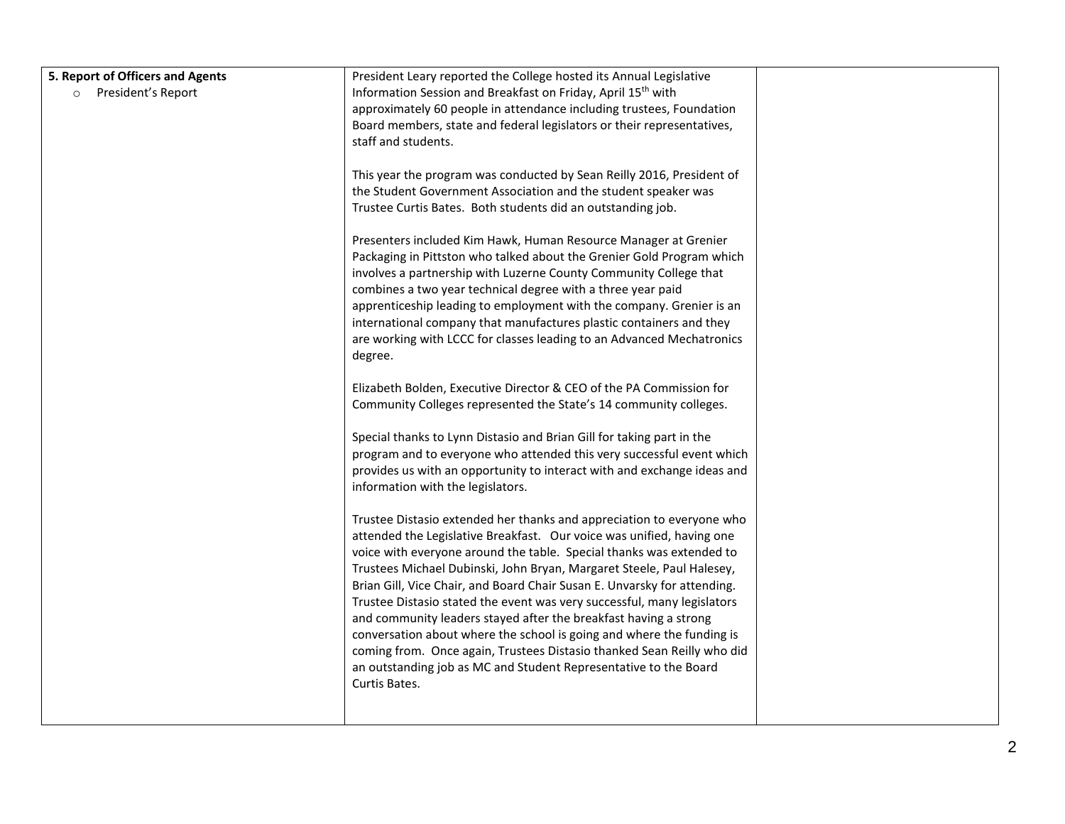| 5. Report of Officers and Agents<br>○ President's Report | President Leary reported the College hosted its Annual Legislative Information Session and Breakfast on Friday, April 15th with approximately 60 people in attendance including trustees, Foundation Board members, state and federal legislators or their representatives, staff and students.<br><br>This year the program was conducted by Sean Reilly 2016, President of the Student Government Association and the student speaker was Trustee Curtis Bates. Both students did an outstanding job.<br><br>Presenters included Kim Hawk, Human Resource Manager at Grenier Packaging in Pittston who talked about the Grenier Gold Program which involves a partnership with Luzerne County Community College that combines a two year technical degree with a three year paid apprenticeship leading to employment with the company. Grenier is an international company that manufactures plastic containers and they are working with LCCC for classes leading to an Advanced Mechatronics degree.<br><br>Elizabeth Bolden, Executive Director & CEO of the PA Commission for Community Colleges represented the State's 14 community colleges.<br><br>Special thanks to Lynn Distasio and Brian Gill for taking part in the program and to everyone who attended this very successful event which provides us with an opportunity to interact with and exchange ideas and information with the legislators.<br><br>Trustee Distasio extended her thanks and appreciation to everyone who attended the Legislative Breakfast. Our voice was unified, having one voice with everyone around the table. Special thanks was extended to Trustees Michael Dubinski, John Bryan, Margaret Steele, Paul Halesey, Brian Gill, Vice Chair, and Board Chair Susan E. Unvarsky for attending. Trustee Distasio stated the event was very successful, many legislators and community leaders stayed after the breakfast having a strong conversation about where the school is going and where the funding is coming from. Once again, Trustees Distasio thanked Sean Reilly who did an outstanding job as MC and Student Representative to the Board Curtis Bates. | |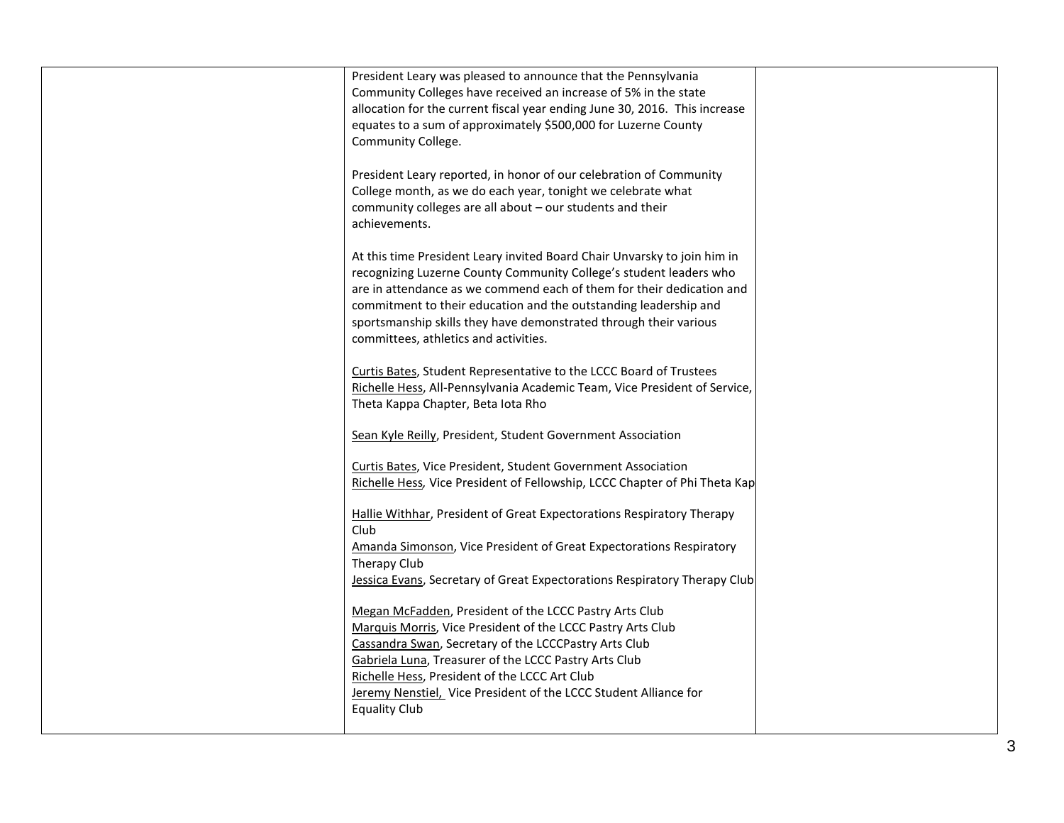| | | |
|---|---|---|
| | President Leary was pleased to announce that the Pennsylvania Community Colleges have received an increase of 5% in the state allocation for the current fiscal year ending June 30, 2016. This increase equates to a sum of approximately $500,000 for Luzerne County Community College.<br><br>President Leary reported, in honor of our celebration of Community College month, as we do each year, tonight we celebrate what community colleges are all about – our students and their achievements.<br><br>At this time President Leary invited Board Chair Unvarsky to join him in recognizing Luzerne County Community College's student leaders who are in attendance as we commend each of them for their dedication and commitment to their education and the outstanding leadership and sportsmanship skills they have demonstrated through their various committees, athletics and activities.<br><br><u>Curtis Bates</u>, Student Representative to the LCCC Board of Trustees<br><u>Richelle Hess</u>, All-Pennsylvania Academic Team, Vice President of Service, Theta Kappa Chapter, Beta Iota Rho<br><br><u>Sean Kyle Reilly</u>, President, Student Government Association<br><br><u>Curtis Bates</u>, Vice President, Student Government Association<br><u>Richelle Hess</u>, Vice President of Fellowship, LCCC Chapter of Phi Theta Kap<br><br><u>Hallie Withhar</u>, President of Great Expectorations Respiratory Therapy Club<br><u>Amanda Simonson</u>, Vice President of Great Expectorations Respiratory Therapy Club<br><u>Jessica Evans</u>, Secretary of Great Expectorations Respiratory Therapy Club<br><br><u>Megan McFadden</u>, President of the LCCC Pastry Arts Club<br><u>Marquis Morris</u>, Vice President of the LCCC Pastry Arts Club<br><u>Cassandra Swan</u>, Secretary of the LCCCPastry Arts Club<br><u>Gabriela Luna</u>, Treasurer of the LCCC Pastry Arts Club<br><u>Richelle Hess</u>, President of the LCCC Art Club<br><u>Jeremy Nenstiel,</u> Vice President of the LCCC Student Alliance for Equality Club | |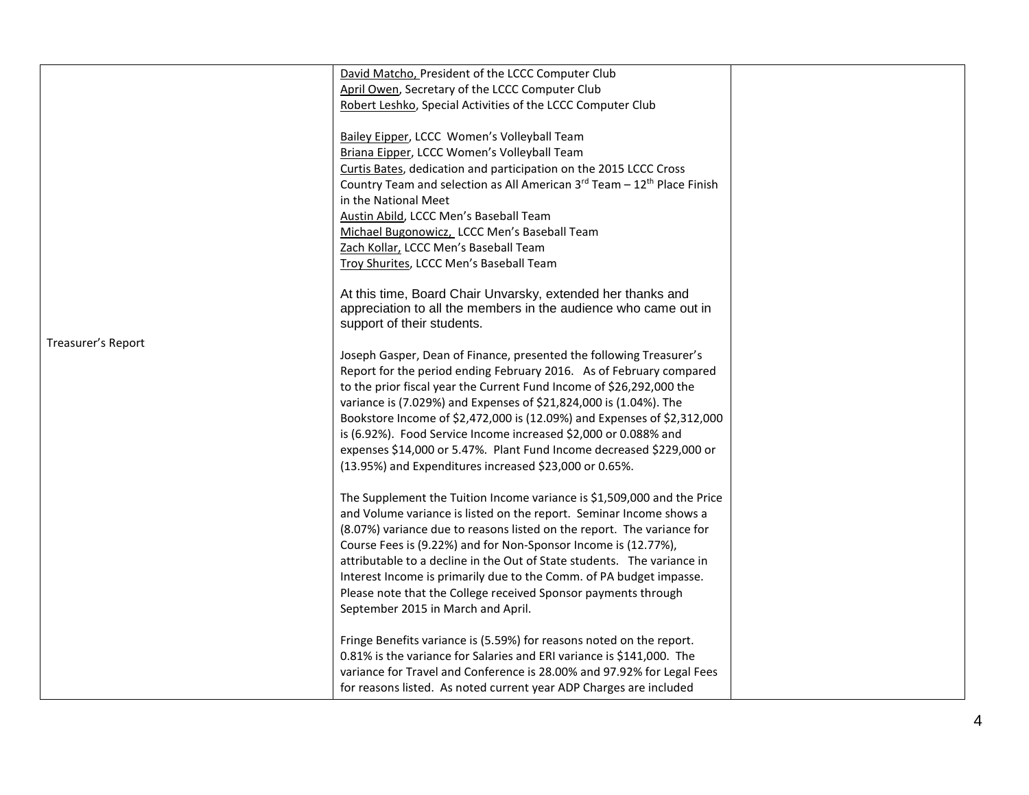| | | |
|---|---|---|
| | <u>David Matcho,</u> President of the LCCC Computer Club<br><u>April Owen</u>, Secretary of the LCCC Computer Club<br><u>Robert Leshko</u>, Special Activities of the LCCC Computer Club<br><br><u>Bailey Eipper</u>, LCCC Women's Volleyball Team<br><u>Briana Eipper</u>, LCCC Women's Volleyball Team<br><u>Curtis Bates</u>, dedication and participation on the 2015 LCCC Cross Country Team and selection as All American 3rd Team – 12th Place Finish in the National Meet<br><u>Austin Abild</u>, LCCC Men's Baseball Team<br><u>Michael Bugonowicz,</u> LCCC Men's Baseball Team<br><u>Zach Kollar,</u> LCCC Men's Baseball Team<br><u>Troy Shurites</u>, LCCC Men's Baseball Team<br><br>At this time, Board Chair Unvarsky, extended her thanks and appreciation to all the members in the audience who came out in support of their students. | |
| Treasurer's Report | Joseph Gasper, Dean of Finance, presented the following Treasurer's Report for the period ending February 2016. As of February compared to the prior fiscal year the Current Fund Income of $26,292,000 the variance is (7.029%) and Expenses of $21,824,000 is (1.04%). The Bookstore Income of $2,472,000 is (12.09%) and Expenses of $2,312,000 is (6.92%). Food Service Income increased $2,000 or 0.088% and expenses $14,000 or 5.47%. Plant Fund Income decreased $229,000 or (13.95%) and Expenditures increased $23,000 or 0.65%.<br><br>The Supplement the Tuition Income variance is $1,509,000 and the Price and Volume variance is listed on the report. Seminar Income shows a (8.07%) variance due to reasons listed on the report. The variance for Course Fees is (9.22%) and for Non-Sponsor Income is (12.77%), attributable to a decline in the Out of State students. The variance in Interest Income is primarily due to the Comm. of PA budget impasse. Please note that the College received Sponsor payments through September 2015 in March and April.<br><br>Fringe Benefits variance is (5.59%) for reasons noted on the report. 0.81% is the variance for Salaries and ERI variance is $141,000. The variance for Travel and Conference is 28.00% and 97.92% for Legal Fees for reasons listed. As noted current year ADP Charges are included | |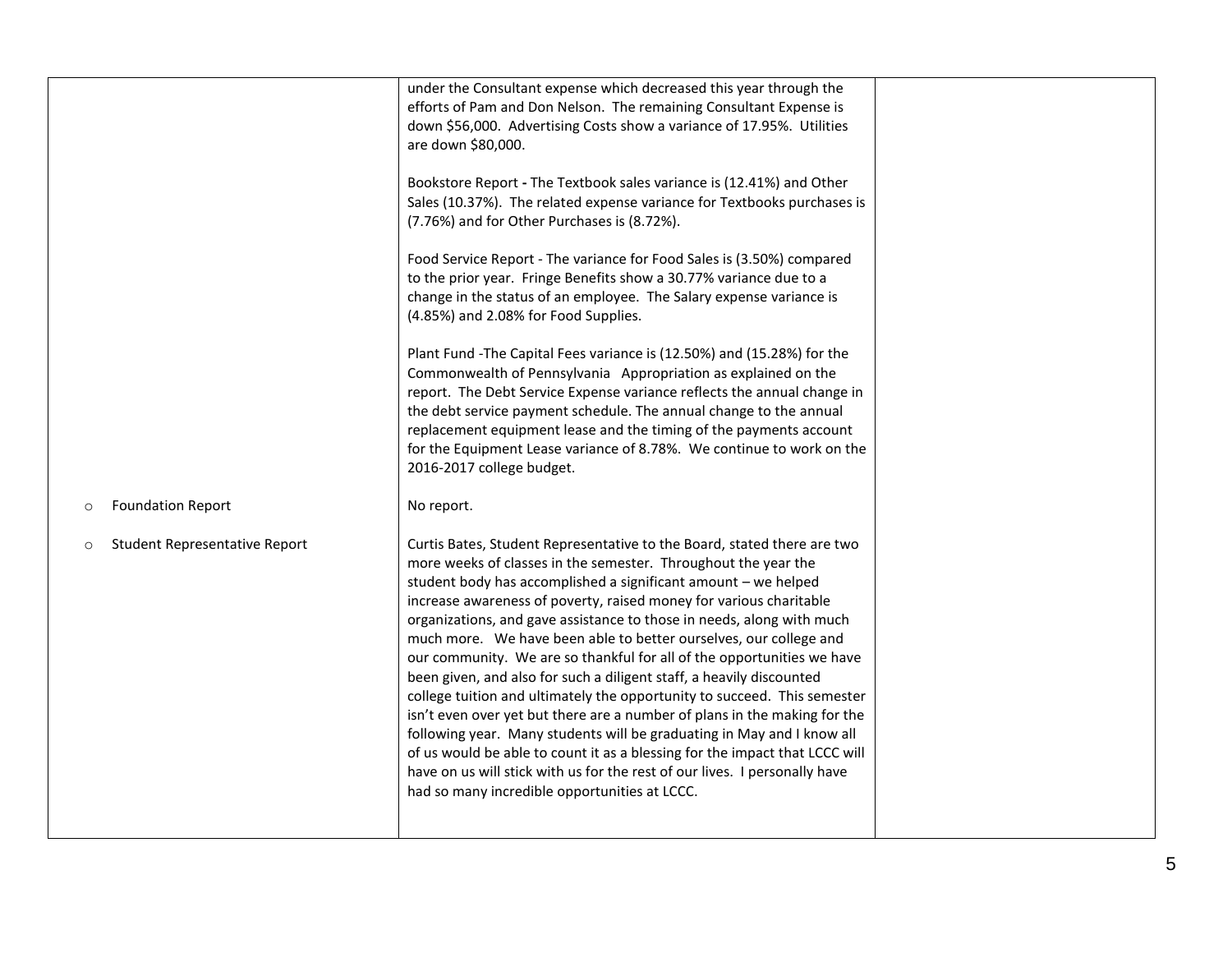| | | |
|---|---|---|
| | under the Consultant expense which decreased this year through the efforts of Pam and Don Nelson. The remaining Consultant Expense is down $56,000. Advertising Costs show a variance of 17.95%. Utilities are down $80,000.<br><br>Bookstore Report **-** The Textbook sales variance is (12.41%) and Other Sales (10.37%). The related expense variance for Textbooks purchases is (7.76%) and for Other Purchases is (8.72%).<br><br>Food Service Report - The variance for Food Sales is (3.50%) compared to the prior year. Fringe Benefits show a 30.77% variance due to a change in the status of an employee. The Salary expense variance is (4.85%) and 2.08% for Food Supplies.<br><br>Plant Fund -The Capital Fees variance is (12.50%) and (15.28%) for the Commonwealth of Pennsylvania Appropriation as explained on the report. The Debt Service Expense variance reflects the annual change in the debt service payment schedule. The annual change to the annual replacement equipment lease and the timing of the payments account for the Equipment Lease variance of 8.78%. We continue to work on the 2016-2017 college budget. | |
| ○ Foundation Report | No report. | |
| ○ Student Representative Report | Curtis Bates, Student Representative to the Board, stated there are two more weeks of classes in the semester. Throughout the year the student body has accomplished a significant amount – we helped increase awareness of poverty, raised money for various charitable organizations, and gave assistance to those in needs, along with much much more. We have been able to better ourselves, our college and our community. We are so thankful for all of the opportunities we have been given, and also for such a diligent staff, a heavily discounted college tuition and ultimately the opportunity to succeed. This semester isn't even over yet but there are a number of plans in the making for the following year. Many students will be graduating in May and I know all of us would be able to count it as a blessing for the impact that LCCC will have on us will stick with us for the rest of our lives. I personally have had so many incredible opportunities at LCCC. | |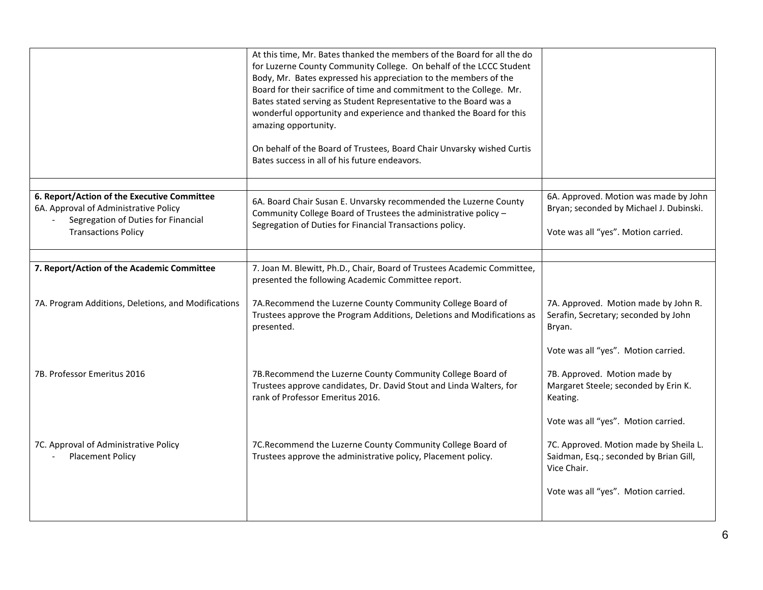| | | |
|---|---|---|
| | At this time, Mr. Bates thanked the members of the Board for all the do for Luzerne County Community College. On behalf of the LCCC Student Body, Mr. Bates expressed his appreciation to the members of the Board for their sacrifice of time and commitment to the College. Mr. Bates stated serving as Student Representative to the Board was a wonderful opportunity and experience and thanked the Board for this amazing opportunity.<br><br>On behalf of the Board of Trustees, Board Chair Unvarsky wished Curtis Bates success in all of his future endeavors. | |
| | | |
| **6. Report/Action of the Executive Committee**<br>6A. Approval of Administrative Policy<br>- Segregation of Duties for Financial Transactions Policy | 6A. Board Chair Susan E. Unvarsky recommended the Luzerne County Community College Board of Trustees the administrative policy – Segregation of Duties for Financial Transactions policy. | 6A. Approved. Motion was made by John Bryan; seconded by Michael J. Dubinski.<br><br>Vote was all "yes". Motion carried. |
| | | |
| **7. Report/Action of the Academic Committee** | 7. Joan M. Blewitt, Ph.D., Chair, Board of Trustees Academic Committee, presented the following Academic Committee report. | |
| 7A. Program Additions, Deletions, and Modifications | 7A.Recommend the Luzerne County Community College Board of Trustees approve the Program Additions, Deletions and Modifications as presented. | 7A. Approved. Motion made by John R. Serafin, Secretary; seconded by John Bryan.<br><br>Vote was all "yes". Motion carried. |
| 7B. Professor Emeritus 2016 | 7B.Recommend the Luzerne County Community College Board of Trustees approve candidates, Dr. David Stout and Linda Walters, for rank of Professor Emeritus 2016. | 7B. Approved. Motion made by Margaret Steele; seconded by Erin K. Keating.<br><br>Vote was all "yes". Motion carried. |
| 7C. Approval of Administrative Policy<br>- Placement Policy | 7C.Recommend the Luzerne County Community College Board of Trustees approve the administrative policy, Placement policy. | 7C. Approved. Motion made by Sheila L. Saidman, Esq.; seconded by Brian Gill, Vice Chair.<br><br>Vote was all "yes". Motion carried. |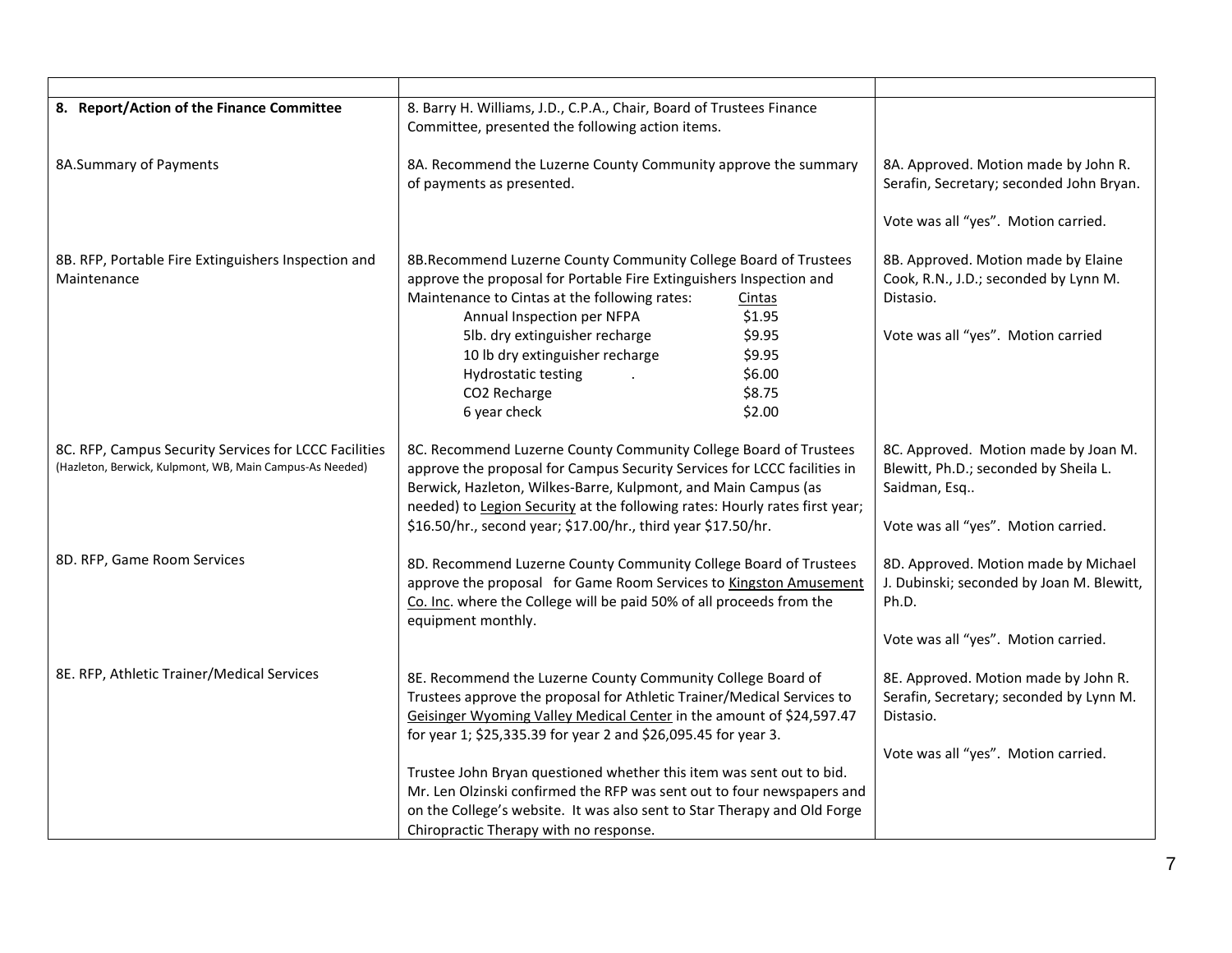| | | |
|---|---|---|
| **8. Report/Action of the Finance Committee** | 8. Barry H. Williams, J.D., C.P.A., Chair, Board of Trustees Finance Committee, presented the following action items. | |
| 8A.Summary of Payments | 8A. Recommend the Luzerne County Community approve the summary of payments as presented. | 8A. Approved. Motion made by John R. Serafin, Secretary; seconded John Bryan.<br><br>Vote was all "yes". Motion carried. |
| 8B. RFP, Portable Fire Extinguishers Inspection and Maintenance | 8B.Recommend Luzerne County Community College Board of Trustees approve the proposal for Portable Fire Extinguishers Inspection and Maintenance to Cintas at the following rates: <u>Cintas</u><br>Annual Inspection per NFPA $1.95<br>5lb. dry extinguisher recharge $9.95<br>10 lb dry extinguisher recharge $9.95<br>Hydrostatic testing . $6.00<br>CO2 Recharge $8.75<br>6 year check $2.00 | 8B. Approved. Motion made by Elaine Cook, R.N., J.D.; seconded by Lynn M. Distasio.<br><br>Vote was all "yes". Motion carried |
| 8C. RFP, Campus Security Services for LCCC Facilities (Hazleton, Berwick, Kulpmont, WB, Main Campus-As Needed) | 8C. Recommend Luzerne County Community College Board of Trustees approve the proposal for Campus Security Services for LCCC facilities in Berwick, Hazleton, Wilkes-Barre, Kulpmont, and Main Campus (as needed) to <u>Legion Security</u> at the following rates: Hourly rates first year; $16.50/hr., second year; $17.00/hr., third year $17.50/hr. | 8C. Approved. Motion made by Joan M. Blewitt, Ph.D.; seconded by Sheila L. Saidman, Esq..<br><br>Vote was all "yes". Motion carried. |
| 8D. RFP, Game Room Services | 8D. Recommend Luzerne County Community College Board of Trustees approve the proposal for Game Room Services to <u>Kingston Amusement Co. Inc</u>. where the College will be paid 50% of all proceeds from the equipment monthly. | 8D. Approved. Motion made by Michael J. Dubinski; seconded by Joan M. Blewitt, Ph.D.<br><br>Vote was all "yes". Motion carried. |
| 8E. RFP, Athletic Trainer/Medical Services | 8E. Recommend the Luzerne County Community College Board of Trustees approve the proposal for Athletic Trainer/Medical Services to <u>Geisinger Wyoming Valley Medical Center</u> in the amount of $24,597.47 for year 1; $25,335.39 for year 2 and $26,095.45 for year 3.<br><br>Trustee John Bryan questioned whether this item was sent out to bid. Mr. Len Olzinski confirmed the RFP was sent out to four newspapers and on the College's website. It was also sent to Star Therapy and Old Forge Chiropractic Therapy with no response. | 8E. Approved. Motion made by John R. Serafin, Secretary; seconded by Lynn M. Distasio.<br><br>Vote was all "yes". Motion carried. |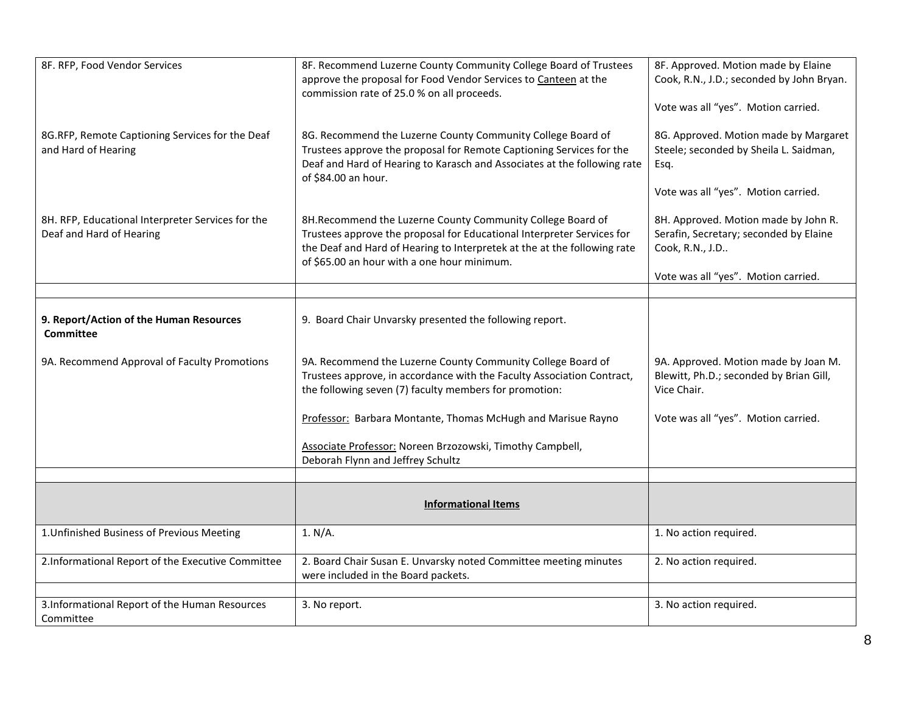| | | |
|---|---|---|
| 8F. RFP, Food Vendor Services | 8F. Recommend Luzerne County Community College Board of Trustees approve the proposal for Food Vendor Services to <u>Canteen</u> at the commission rate of 25.0 % on all proceeds. | 8F. Approved. Motion made by Elaine Cook, R.N., J.D.; seconded by John Bryan.<br><br>Vote was all "yes". Motion carried. |
| 8G.RFP, Remote Captioning Services for the Deaf and Hard of Hearing | 8G. Recommend the Luzerne County Community College Board of Trustees approve the proposal for Remote Captioning Services for the Deaf and Hard of Hearing to Karasch and Associates at the following rate of $84.00 an hour. | 8G. Approved. Motion made by Margaret Steele; seconded by Sheila L. Saidman, Esq.<br><br>Vote was all "yes". Motion carried. |
| 8H. RFP, Educational Interpreter Services for the Deaf and Hard of Hearing | 8H.Recommend the Luzerne County Community College Board of Trustees approve the proposal for Educational Interpreter Services for the Deaf and Hard of Hearing to Interpretek at the at the following rate of $65.00 an hour with a one hour minimum. | 8H. Approved. Motion made by John R. Serafin, Secretary; seconded by Elaine Cook, R.N., J.D..<br><br>Vote was all "yes". Motion carried. |
| | | |
| **9. Report/Action of the Human Resources Committee** | 9. Board Chair Unvarsky presented the following report. | |
| 9A. Recommend Approval of Faculty Promotions | 9A. Recommend the Luzerne County Community College Board of Trustees approve, in accordance with the Faculty Association Contract, the following seven (7) faculty members for promotion:<br><br><u>Professor:</u> Barbara Montante, Thomas McHugh and Marisue Rayno<br><br><u>Associate Professor:</u> Noreen Brzozowski, Timothy Campbell, Deborah Flynn and Jeffrey Schultz | 9A. Approved. Motion made by Joan M. Blewitt, Ph.D.; seconded by Brian Gill, Vice Chair.<br><br>Vote was all "yes". Motion carried. |
| | | |
| | **<u>Informational Items</u>** | |
| 1.Unfinished Business of Previous Meeting | 1. N/A. | 1. No action required. |
| 2.Informational Report of the Executive Committee | 2. Board Chair Susan E. Unvarsky noted Committee meeting minutes were included in the Board packets. | 2. No action required. |
| | | |
| 3.Informational Report of the Human Resources Committee | 3. No report. | 3. No action required. |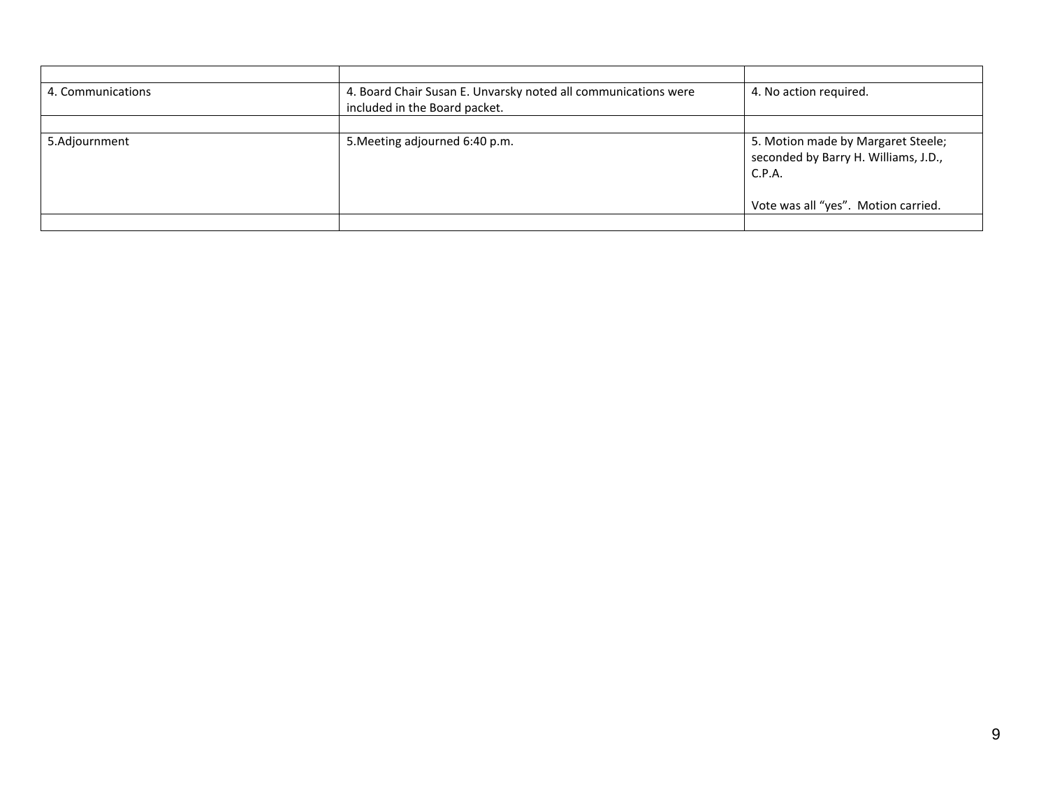| | | |
|---|---|---|
| | | |
| 4. Communications | 4. Board Chair Susan E. Unvarsky noted all communications were included in the Board packet. | 4. No action required. |
| | | |
| 5.Adjournment | 5.Meeting adjourned 6:40 p.m. | 5. Motion made by Margaret Steele; seconded by Barry H. Williams, J.D., C.P.A.<br><br>Vote was all “yes”. Motion carried. |
| | | |